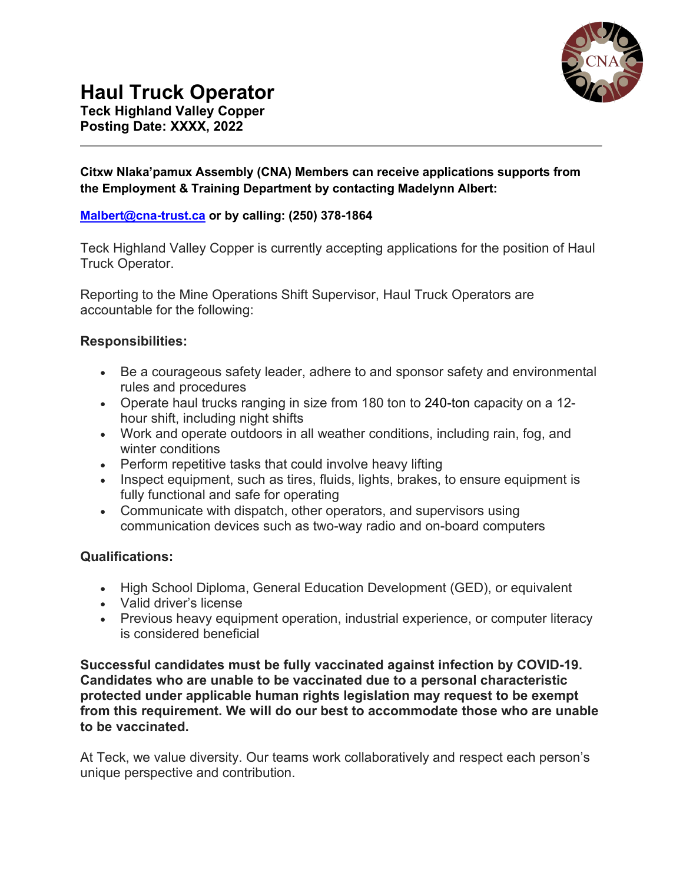# Haul Truck Operator

**Teck Highland Valley Copper**
**Posting Date: XXXX, 2022**

---

**Citxw Nlaka'pamux Assembly (CNA) Members can receive applications supports from the Employment & Training Department by contacting Madelynn Albert:**

**Malbert@cna-trust.ca or by calling: (250) 378-1864**

Teck Highland Valley Copper is currently accepting applications for the position of Haul Truck Operator.

Reporting to the Mine Operations Shift Supervisor, Haul Truck Operators are accountable for the following:

### Responsibilities:

- Be a courageous safety leader, adhere to and sponsor safety and environmental rules and procedures
- Operate haul trucks ranging in size from 180 ton to 240-ton capacity on a 12-hour shift, including night shifts
- Work and operate outdoors in all weather conditions, including rain, fog, and winter conditions
- Perform repetitive tasks that could involve heavy lifting
- Inspect equipment, such as tires, fluids, lights, brakes, to ensure equipment is fully functional and safe for operating
- Communicate with dispatch, other operators, and supervisors using communication devices such as two-way radio and on-board computers

### Qualifications:

- High School Diploma, General Education Development (GED), or equivalent
- Valid driver's license
- Previous heavy equipment operation, industrial experience, or computer literacy is considered beneficial

**Successful candidates must be fully vaccinated against infection by COVID-19. Candidates who are unable to be vaccinated due to a personal characteristic protected under applicable human rights legislation may request to be exempt from this requirement. We will do our best to accommodate those who are unable to be vaccinated.**

At Teck, we value diversity. Our teams work collaboratively and respect each person's unique perspective and contribution.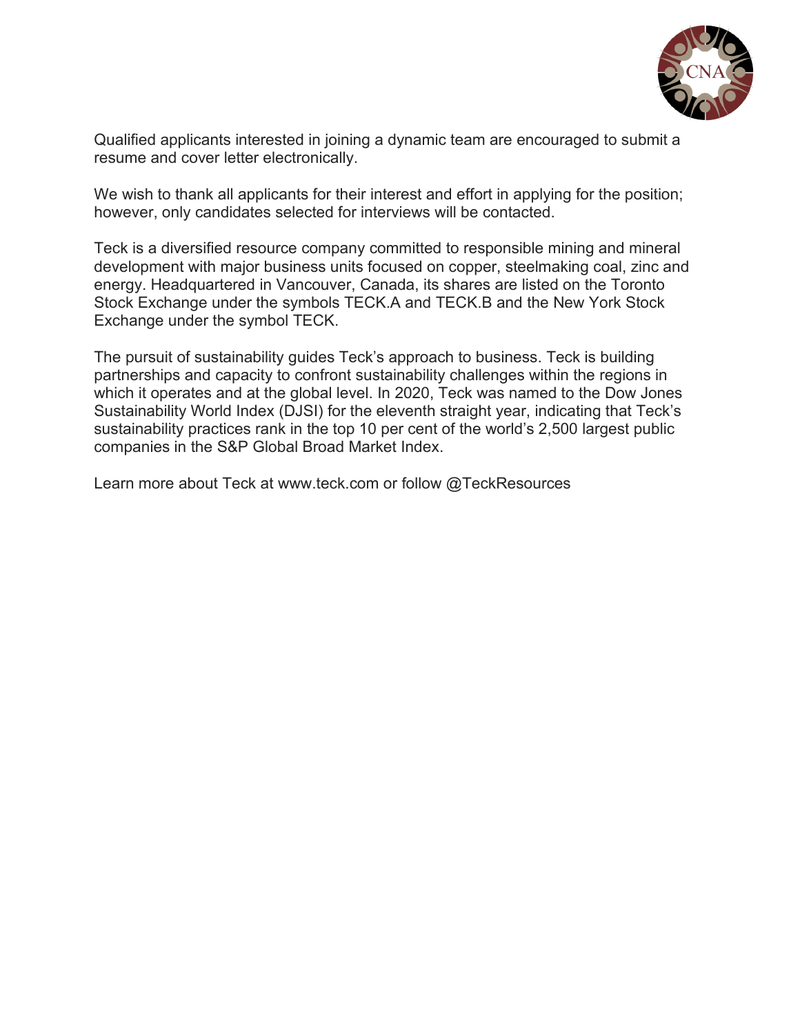Qualified applicants interested in joining a dynamic team are encouraged to submit a resume and cover letter electronically.

We wish to thank all applicants for their interest and effort in applying for the position; however, only candidates selected for interviews will be contacted.

Teck is a diversified resource company committed to responsible mining and mineral development with major business units focused on copper, steelmaking coal, zinc and energy. Headquartered in Vancouver, Canada, its shares are listed on the Toronto Stock Exchange under the symbols TECK.A and TECK.B and the New York Stock Exchange under the symbol TECK.

The pursuit of sustainability guides Teck's approach to business. Teck is building partnerships and capacity to confront sustainability challenges within the regions in which it operates and at the global level. In 2020, Teck was named to the Dow Jones Sustainability World Index (DJSI) for the eleventh straight year, indicating that Teck's sustainability practices rank in the top 10 per cent of the world's 2,500 largest public companies in the S&P Global Broad Market Index.

Learn more about Teck at www.teck.com or follow @TeckResources